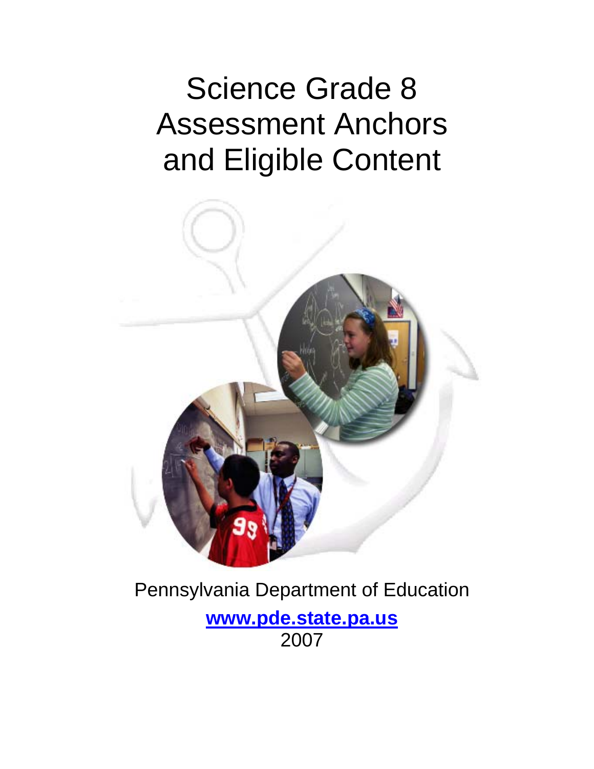# Science Grade 8 Assessment Anchors and Eligible Content

Pennsylvania Department of Education

**www.pde.state.pa.us**

2007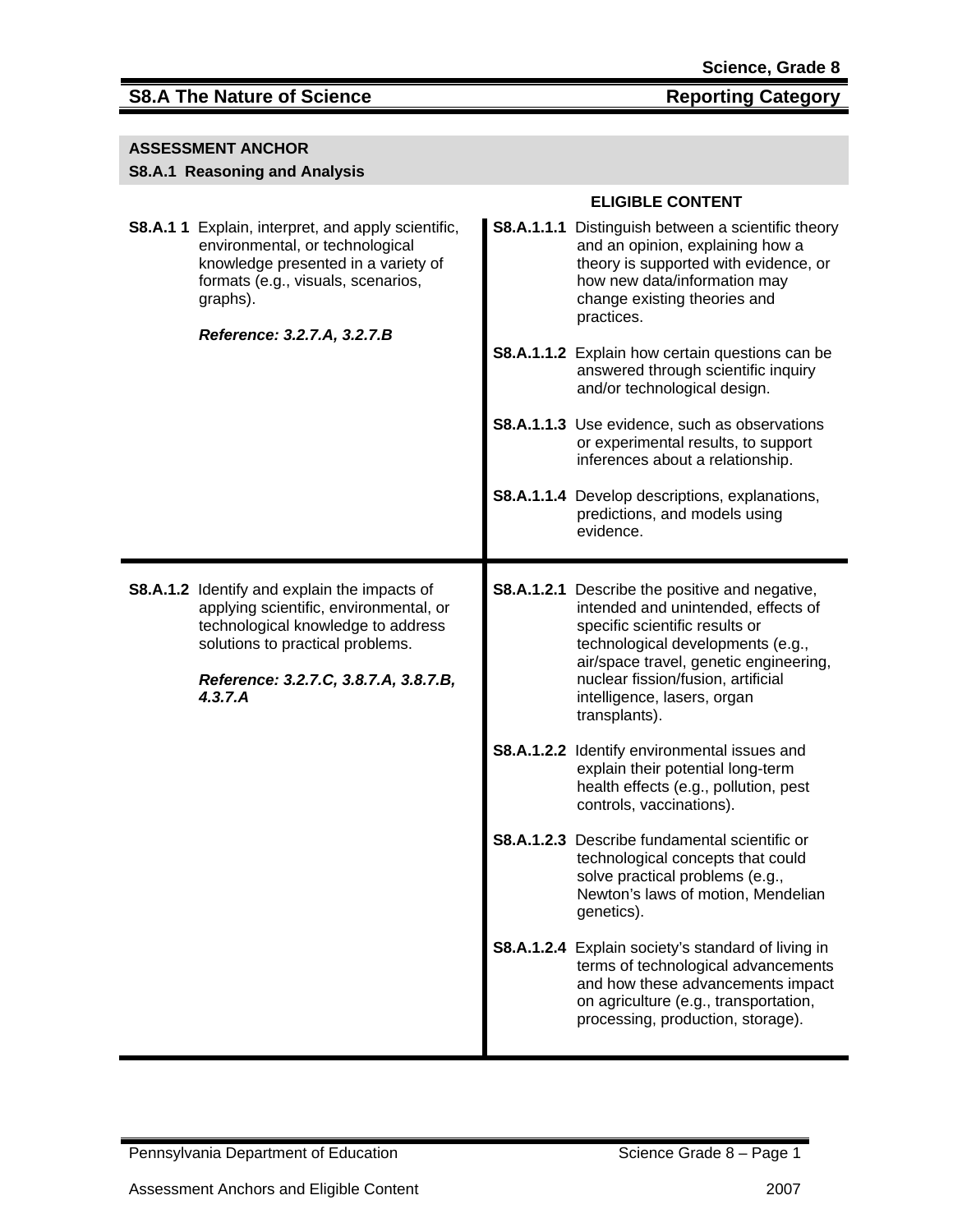## S8.A The Nature of Science — Reporting Category

**ASSESSMENT ANCHOR**
**S8.A.1 Reasoning and Analysis**

| | ELIGIBLE CONTENT |
|---|---|
| **S8.A.1 1** Explain, interpret, and apply scientific, environmental, or technological knowledge presented in a variety of formats (e.g., visuals, scenarios, graphs).<br><br>***Reference: 3.2.7.A, 3.2.7.B*** | **S8.A.1.1.1** Distinguish between a scientific theory and an opinion, explaining how a theory is supported with evidence, or how new data/information may change existing theories and practices.<br><br>**S8.A.1.1.2** Explain how certain questions can be answered through scientific inquiry and/or technological design.<br><br>**S8.A.1.1.3** Use evidence, such as observations or experimental results, to support inferences about a relationship.<br><br>**S8.A.1.1.4** Develop descriptions, explanations, predictions, and models using evidence. |
| **S8.A.1.2** Identify and explain the impacts of applying scientific, environmental, or technological knowledge to address solutions to practical problems.<br><br>***Reference: 3.2.7.C, 3.8.7.A, 3.8.7.B, 4.3.7.A*** | **S8.A.1.2.1** Describe the positive and negative, intended and unintended, effects of specific scientific results or technological developments (e.g., air/space travel, genetic engineering, nuclear fission/fusion, artificial intelligence, lasers, organ transplants).<br><br>**S8.A.1.2.2** Identify environmental issues and explain their potential long-term health effects (e.g., pollution, pest controls, vaccinations).<br><br>**S8.A.1.2.3** Describe fundamental scientific or technological concepts that could solve practical problems (e.g., Newton's laws of motion, Mendelian genetics).<br><br>**S8.A.1.2.4** Explain society's standard of living in terms of technological advancements and how these advancements impact on agriculture (e.g., transportation, processing, production, storage). |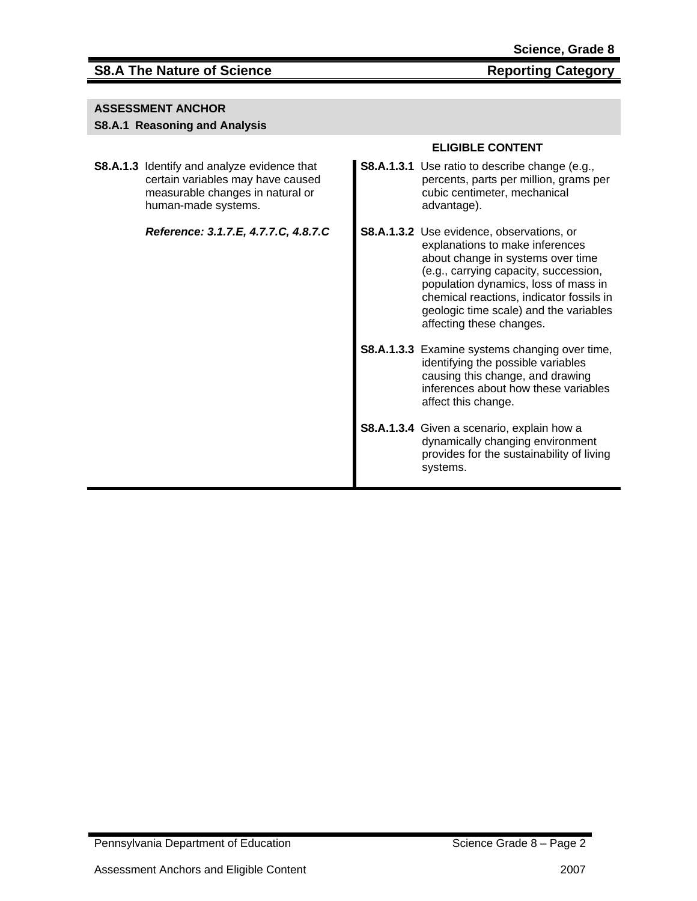## S8.A The Nature of Science — Reporting Category

### ASSESSMENT ANCHOR
**S8.A.1 Reasoning and Analysis**

| | **ELIGIBLE CONTENT** |
|---|---|
| **S8.A.1.3** Identify and analyze evidence that certain variables may have caused measurable changes in natural or human-made systems.<br><br>***Reference: 3.1.7.E, 4.7.7.C, 4.8.7.C*** | **S8.A.1.3.1** Use ratio to describe change (e.g., percents, parts per million, grams per cubic centimeter, mechanical advantage). |
| | **S8.A.1.3.2** Use evidence, observations, or explanations to make inferences about change in systems over time (e.g., carrying capacity, succession, population dynamics, loss of mass in chemical reactions, indicator fossils in geologic time scale) and the variables affecting these changes. |
| | **S8.A.1.3.3** Examine systems changing over time, identifying the possible variables causing this change, and drawing inferences about how these variables affect this change. |
| | **S8.A.1.3.4** Given a scenario, explain how a dynamically changing environment provides for the sustainability of living systems. |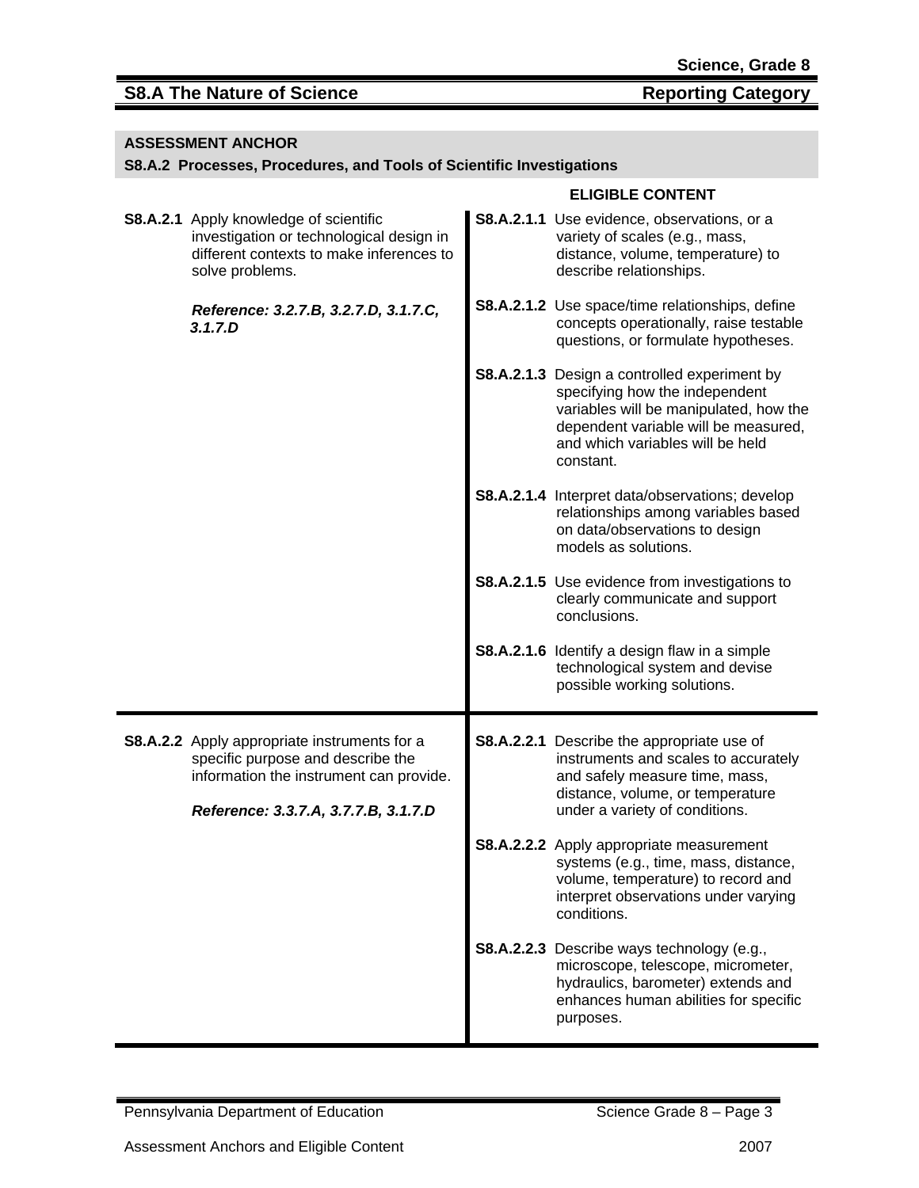## S8.A The Nature of Science — Reporting Category

### ASSESSMENT ANCHOR

**S8.A.2 Processes, Procedures, and Tools of Scientific Investigations**

| | ELIGIBLE CONTENT |
|---|---|
| **S8.A.2.1** Apply knowledge of scientific investigation or technological design in different contexts to make inferences to solve problems.<br><br>***Reference: 3.2.7.B, 3.2.7.D, 3.1.7.C, 3.1.7.D*** | **S8.A.2.1.1** Use evidence, observations, or a variety of scales (e.g., mass, distance, volume, temperature) to describe relationships.<br><br>**S8.A.2.1.2** Use space/time relationships, define concepts operationally, raise testable questions, or formulate hypotheses.<br><br>**S8.A.2.1.3** Design a controlled experiment by specifying how the independent variables will be manipulated, how the dependent variable will be measured, and which variables will be held constant.<br><br>**S8.A.2.1.4** Interpret data/observations; develop relationships among variables based on data/observations to design models as solutions.<br><br>**S8.A.2.1.5** Use evidence from investigations to clearly communicate and support conclusions.<br><br>**S8.A.2.1.6** Identify a design flaw in a simple technological system and devise possible working solutions. |
| **S8.A.2.2** Apply appropriate instruments for a specific purpose and describe the information the instrument can provide.<br><br>***Reference: 3.3.7.A, 3.7.7.B, 3.1.7.D*** | **S8.A.2.2.1** Describe the appropriate use of instruments and scales to accurately and safely measure time, mass, distance, volume, or temperature under a variety of conditions.<br><br>**S8.A.2.2.2** Apply appropriate measurement systems (e.g., time, mass, distance, volume, temperature) to record and interpret observations under varying conditions.<br><br>**S8.A.2.2.3** Describe ways technology (e.g., microscope, telescope, micrometer, hydraulics, barometer) extends and enhances human abilities for specific purposes. |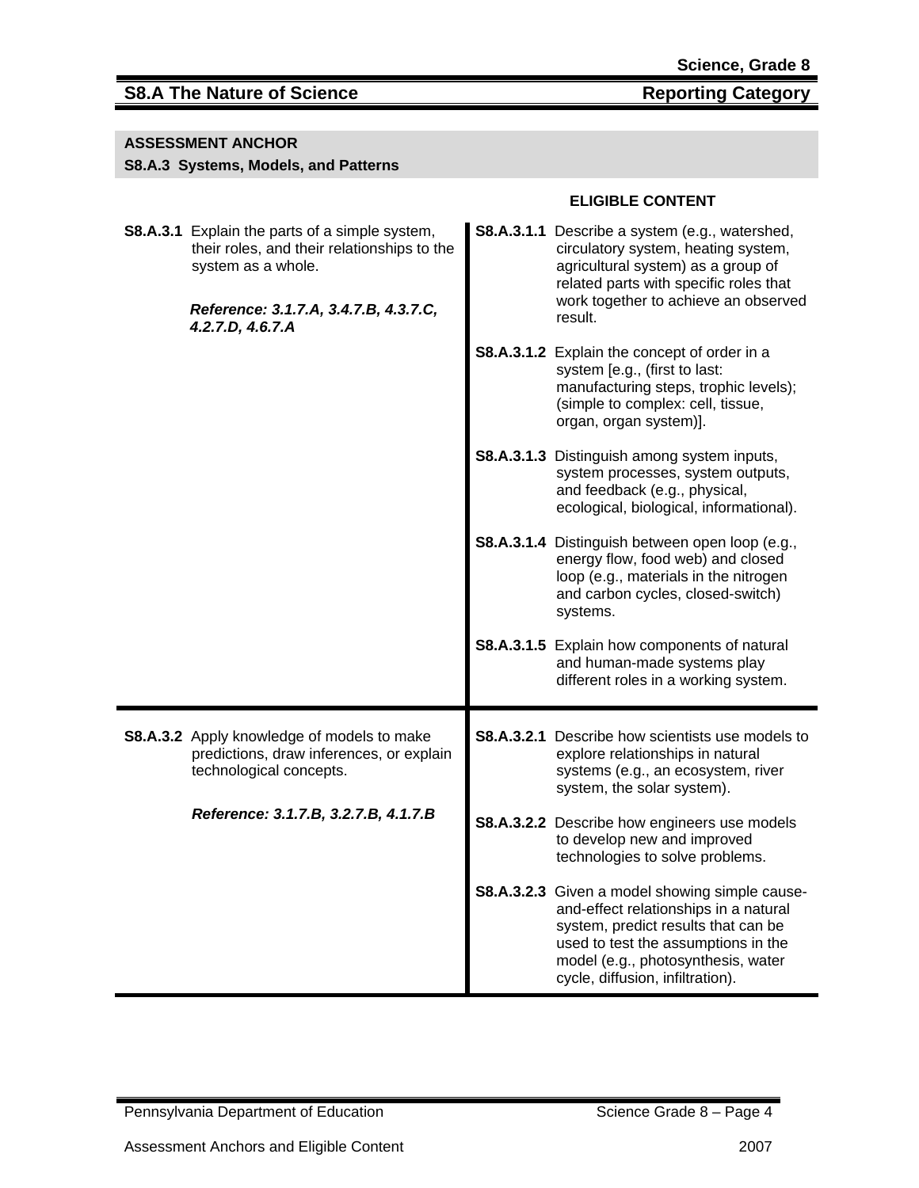## S8.A The Nature of Science — Reporting Category

### ASSESSMENT ANCHOR

**S8.A.3 Systems, Models, and Patterns**

| | **ELIGIBLE CONTENT** |
|---|---|
| **S8.A.3.1** Explain the parts of a simple system, their roles, and their relationships to the system as a whole.<br><br>***Reference: 3.1.7.A, 3.4.7.B, 4.3.7.C, 4.2.7.D, 4.6.7.A*** | **S8.A.3.1.1** Describe a system (e.g., watershed, circulatory system, heating system, agricultural system) as a group of related parts with specific roles that work together to achieve an observed result.<br><br>**S8.A.3.1.2** Explain the concept of order in a system [e.g., (first to last: manufacturing steps, trophic levels); (simple to complex: cell, tissue, organ, organ system)].<br><br>**S8.A.3.1.3** Distinguish among system inputs, system processes, system outputs, and feedback (e.g., physical, ecological, biological, informational).<br><br>**S8.A.3.1.4** Distinguish between open loop (e.g., energy flow, food web) and closed loop (e.g., materials in the nitrogen and carbon cycles, closed-switch) systems.<br><br>**S8.A.3.1.5** Explain how components of natural and human-made systems play different roles in a working system. |
| **S8.A.3.2** Apply knowledge of models to make predictions, draw inferences, or explain technological concepts.<br><br>***Reference: 3.1.7.B, 3.2.7.B, 4.1.7.B*** | **S8.A.3.2.1** Describe how scientists use models to explore relationships in natural systems (e.g., an ecosystem, river system, the solar system).<br><br>**S8.A.3.2.2** Describe how engineers use models to develop new and improved technologies to solve problems.<br><br>**S8.A.3.2.3** Given a model showing simple cause-and-effect relationships in a natural system, predict results that can be used to test the assumptions in the model (e.g., photosynthesis, water cycle, diffusion, infiltration). |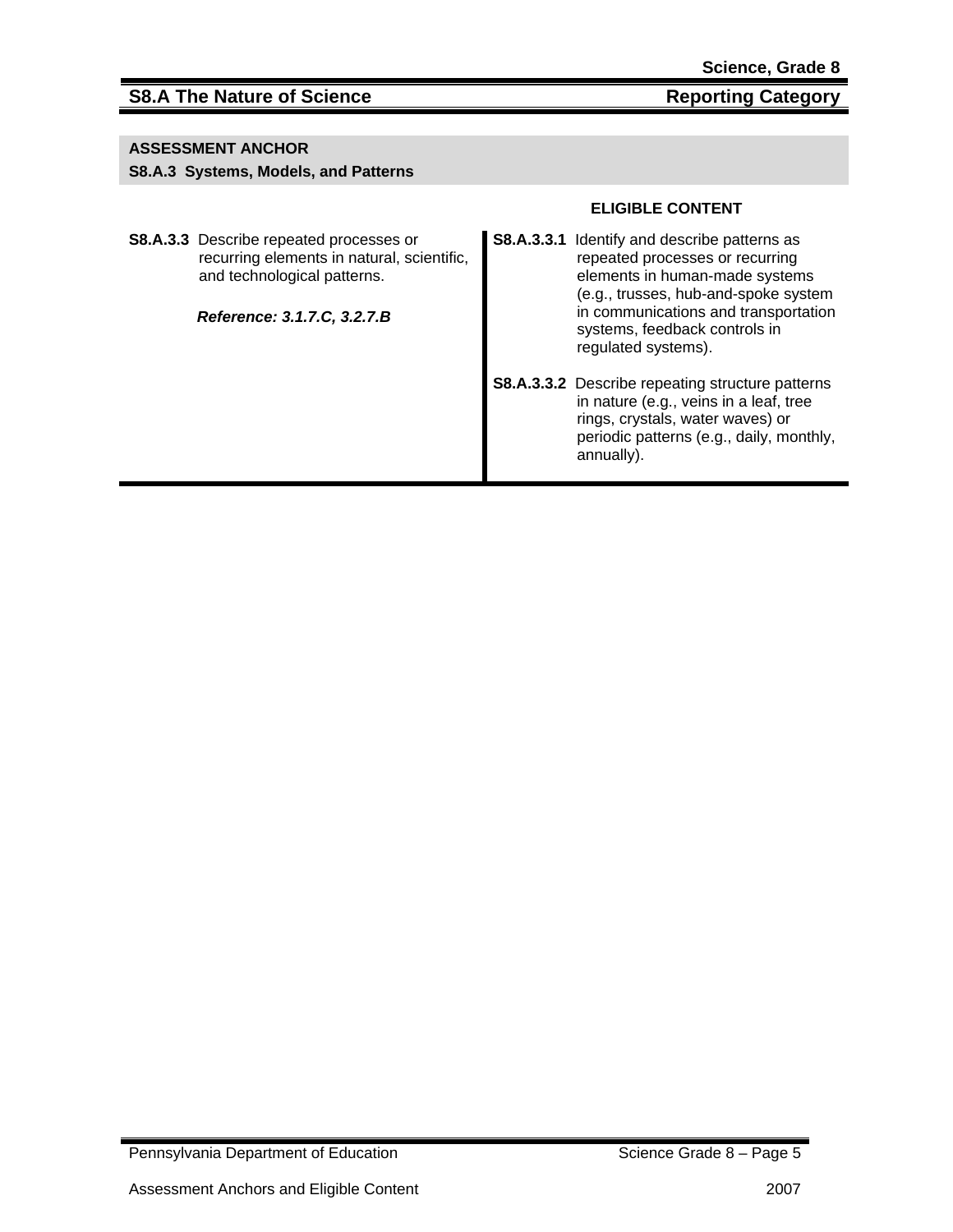## S8.A The Nature of Science — Reporting Category

### ASSESSMENT ANCHOR
**S8.A.3 Systems, Models, and Patterns**

| | ELIGIBLE CONTENT |
|---|---|
| **S8.A.3.3** Describe repeated processes or recurring elements in natural, scientific, and technological patterns.<br><br>***Reference: 3.1.7.C, 3.2.7.B*** | **S8.A.3.3.1** Identify and describe patterns as repeated processes or recurring elements in human-made systems (e.g., trusses, hub-and-spoke system in communications and transportation systems, feedback controls in regulated systems).<br><br>**S8.A.3.3.2** Describe repeating structure patterns in nature (e.g., veins in a leaf, tree rings, crystals, water waves) or periodic patterns (e.g., daily, monthly, annually). |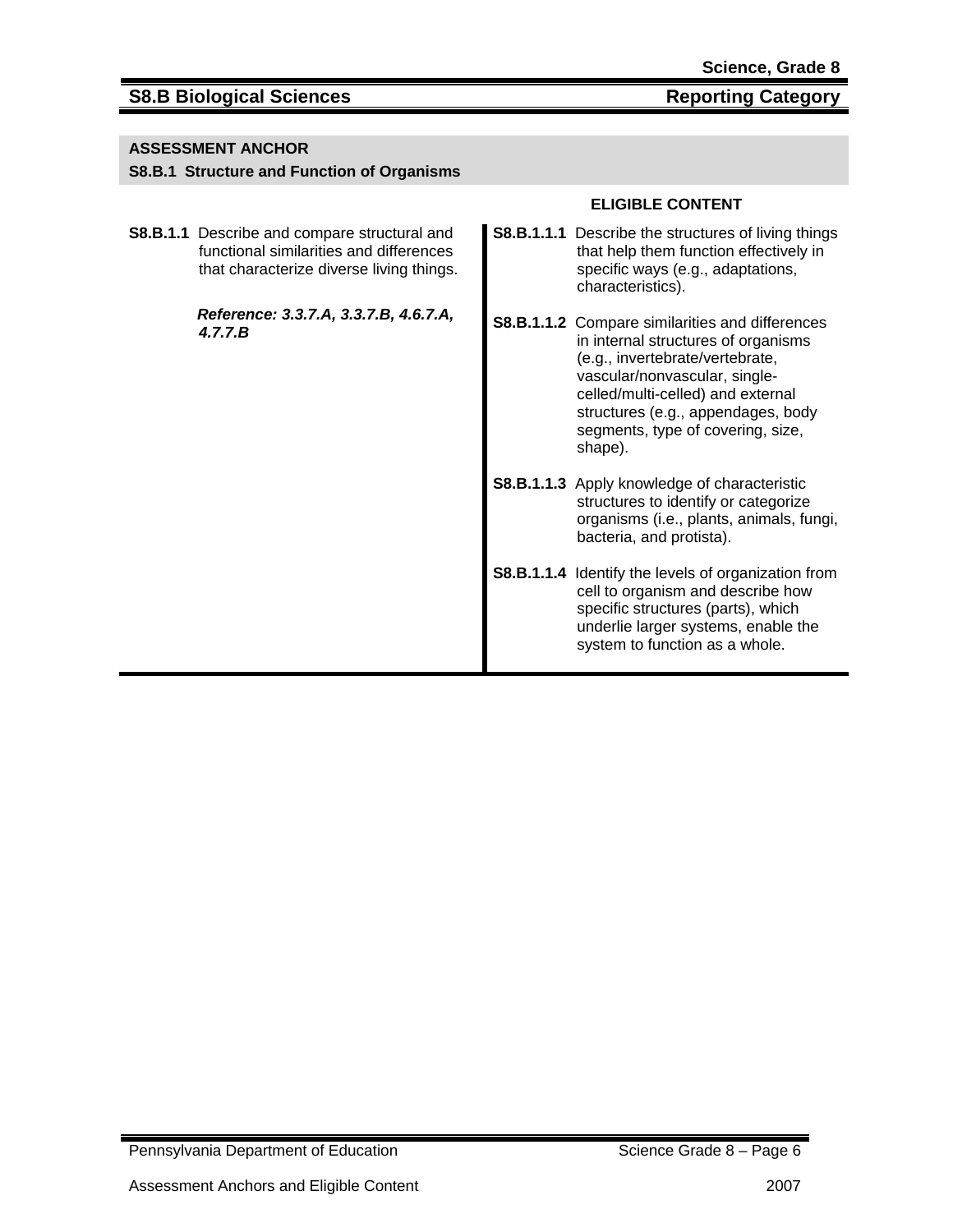## S8.B Biological Sciences — Reporting Category

### ASSESSMENT ANCHOR

**S8.B.1 Structure and Function of Organisms**

| | ELIGIBLE CONTENT |
|---|---|
| **S8.B.1.1** Describe and compare structural and functional similarities and differences that characterize diverse living things.<br><br>***Reference: 3.3.7.A, 3.3.7.B, 4.6.7.A, 4.7.7.B*** | **S8.B.1.1.1** Describe the structures of living things that help them function effectively in specific ways (e.g., adaptations, characteristics).<br><br>**S8.B.1.1.2** Compare similarities and differences in internal structures of organisms (e.g., invertebrate/vertebrate, vascular/nonvascular, single-celled/multi-celled) and external structures (e.g., appendages, body segments, type of covering, size, shape).<br><br>**S8.B.1.1.3** Apply knowledge of characteristic structures to identify or categorize organisms (i.e., plants, animals, fungi, bacteria, and protista).<br><br>**S8.B.1.1.4** Identify the levels of organization from cell to organism and describe how specific structures (parts), which underlie larger systems, enable the system to function as a whole. |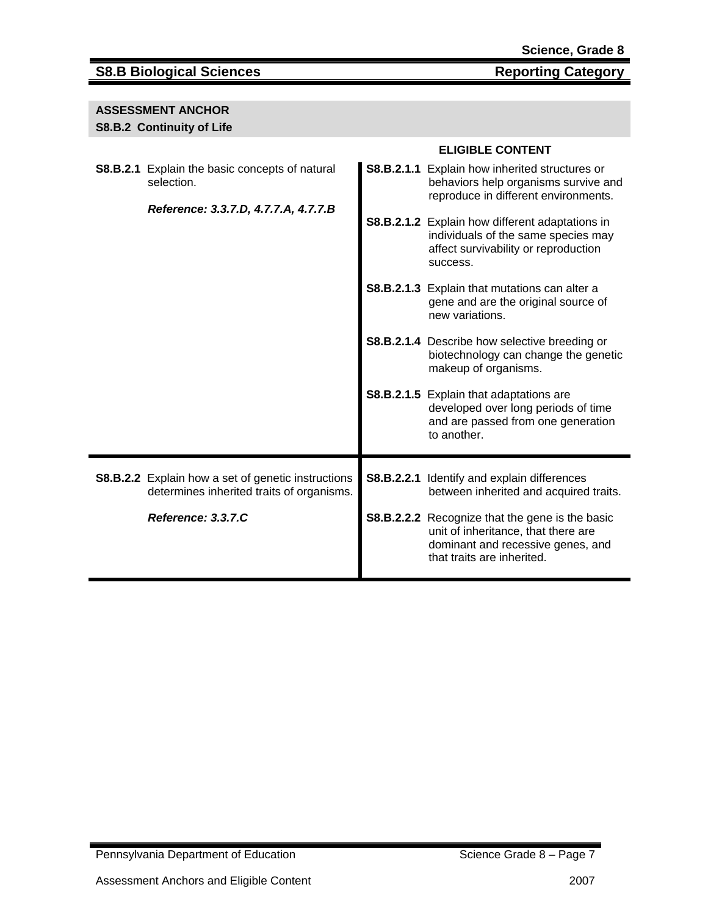## S8.B Biological Sciences — Reporting Category

### ASSESSMENT ANCHOR
### S8.B.2 Continuity of Life

| | ELIGIBLE CONTENT |
|---|---|
| **S8.B.2.1** Explain the basic concepts of natural selection.<br><br>***Reference: 3.3.7.D, 4.7.7.A, 4.7.7.B*** | **S8.B.2.1.1** Explain how inherited structures or behaviors help organisms survive and reproduce in different environments.<br><br>**S8.B.2.1.2** Explain how different adaptations in individuals of the same species may affect survivability or reproduction success.<br><br>**S8.B.2.1.3** Explain that mutations can alter a gene and are the original source of new variations.<br><br>**S8.B.2.1.4** Describe how selective breeding or biotechnology can change the genetic makeup of organisms.<br><br>**S8.B.2.1.5** Explain that adaptations are developed over long periods of time and are passed from one generation to another. |
| **S8.B.2.2** Explain how a set of genetic instructions determines inherited traits of organisms.<br><br>***Reference: 3.3.7.C*** | **S8.B.2.2.1** Identify and explain differences between inherited and acquired traits.<br><br>**S8.B.2.2.2** Recognize that the gene is the basic unit of inheritance, that there are dominant and recessive genes, and that traits are inherited. |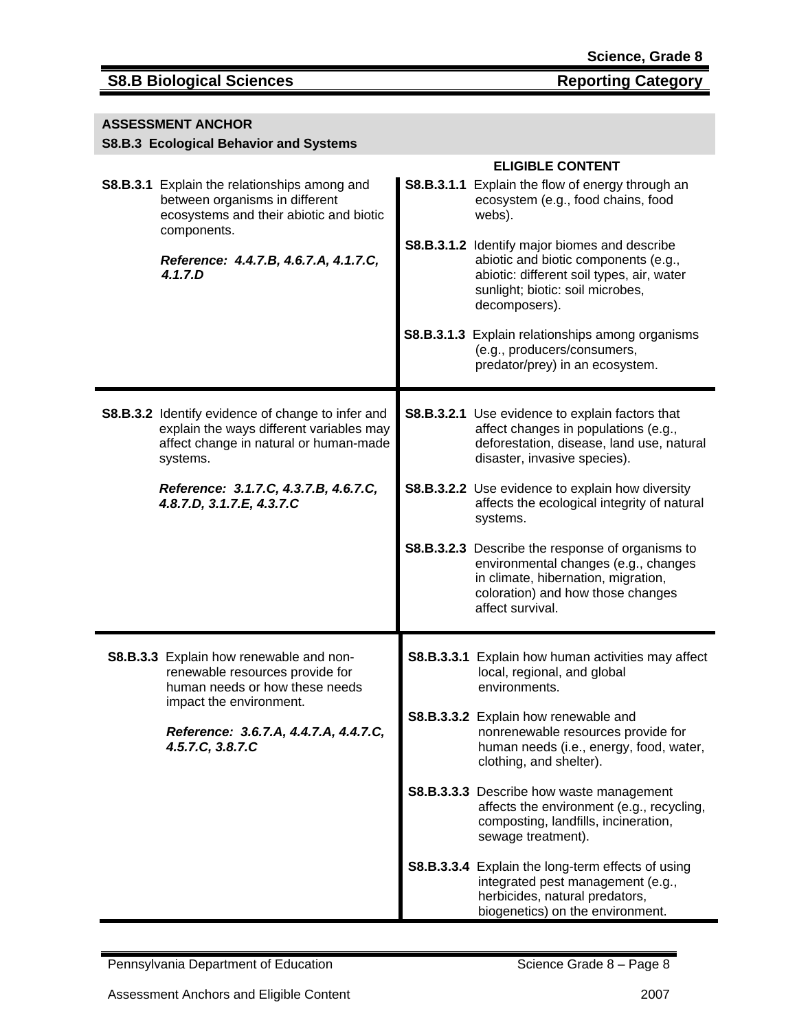## S8.B Biological Sciences — Reporting Category

### ASSESSMENT ANCHOR
### S8.B.3 Ecological Behavior and Systems

| | ELIGIBLE CONTENT |
|---|---|
| **S8.B.3.1** Explain the relationships among and between organisms in different ecosystems and their abiotic and biotic components.<br><br>***Reference: 4.4.7.B, 4.6.7.A, 4.1.7.C, 4.1.7.D*** | **S8.B.3.1.1** Explain the flow of energy through an ecosystem (e.g., food chains, food webs).<br><br>**S8.B.3.1.2** Identify major biomes and describe abiotic and biotic components (e.g., abiotic: different soil types, air, water sunlight; biotic: soil microbes, decomposers).<br><br>**S8.B.3.1.3** Explain relationships among organisms (e.g., producers/consumers, predator/prey) in an ecosystem. |
| **S8.B.3.2** Identify evidence of change to infer and explain the ways different variables may affect change in natural or human-made systems.<br><br>***Reference: 3.1.7.C, 4.3.7.B, 4.6.7.C, 4.8.7.D, 3.1.7.E, 4.3.7.C*** | **S8.B.3.2.1** Use evidence to explain factors that affect changes in populations (e.g., deforestation, disease, land use, natural disaster, invasive species).<br><br>**S8.B.3.2.2** Use evidence to explain how diversity affects the ecological integrity of natural systems.<br><br>**S8.B.3.2.3** Describe the response of organisms to environmental changes (e.g., changes in climate, hibernation, migration, coloration) and how those changes affect survival. |
| **S8.B.3.3** Explain how renewable and non-renewable resources provide for human needs or how these needs impact the environment.<br><br>***Reference: 3.6.7.A, 4.4.7.A, 4.4.7.C, 4.5.7.C, 3.8.7.C*** | **S8.B.3.3.1** Explain how human activities may affect local, regional, and global environments.<br><br>**S8.B.3.3.2** Explain how renewable and nonrenewable resources provide for human needs (i.e., energy, food, water, clothing, and shelter).<br><br>**S8.B.3.3.3** Describe how waste management affects the environment (e.g., recycling, composting, landfills, incineration, sewage treatment).<br><br>**S8.B.3.3.4** Explain the long-term effects of using integrated pest management (e.g., herbicides, natural predators, biogenetics) on the environment. |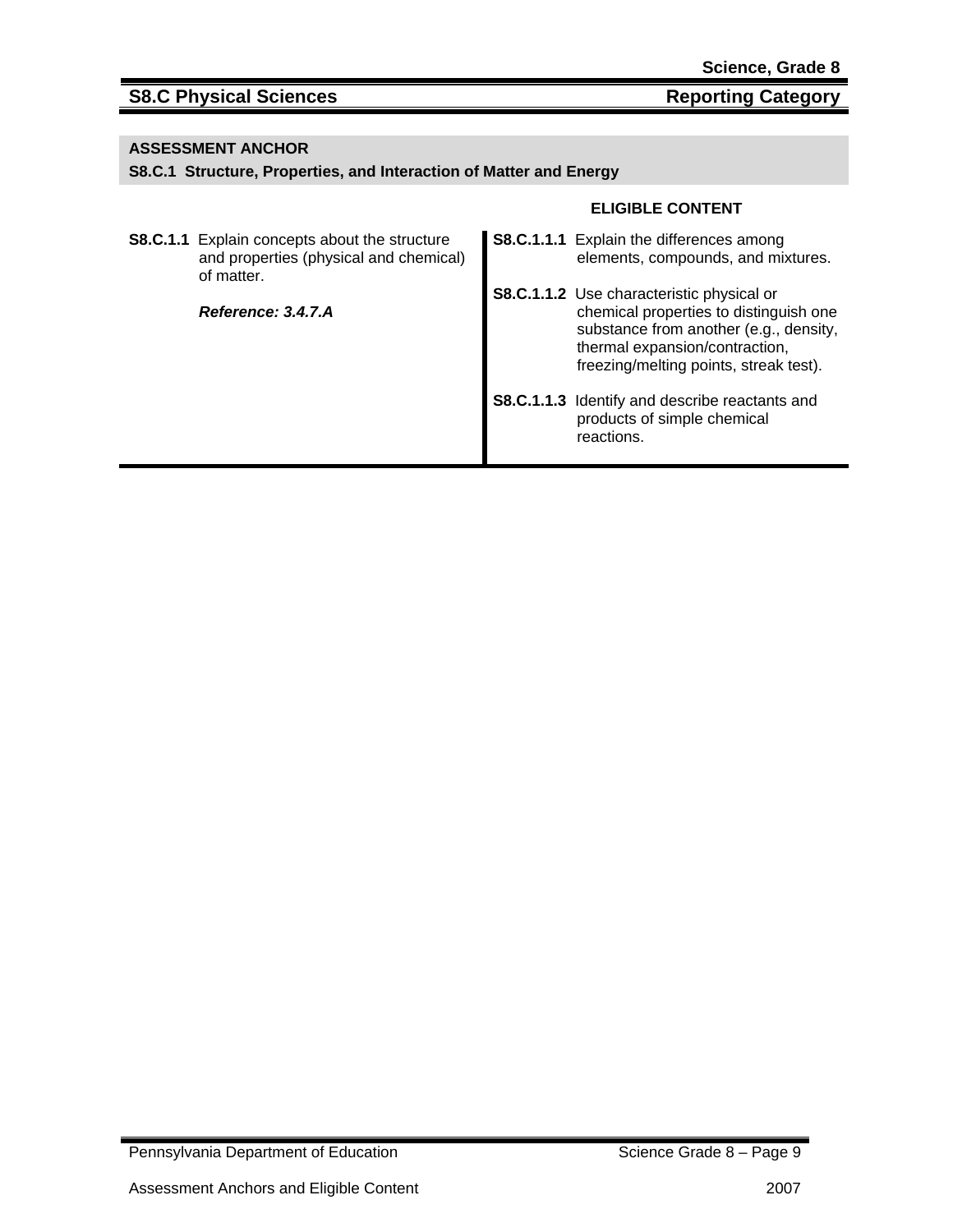## S8.C Physical Sciences — Reporting Category

**ASSESSMENT ANCHOR**
**S8.C.1 Structure, Properties, and Interaction of Matter and Energy**

| | ELIGIBLE CONTENT |
|---|---|
| **S8.C.1.1** Explain concepts about the structure and properties (physical and chemical) of matter.<br><br>***Reference: 3.4.7.A*** | **S8.C.1.1.1** Explain the differences among elements, compounds, and mixtures.<br><br>**S8.C.1.1.2** Use characteristic physical or chemical properties to distinguish one substance from another (e.g., density, thermal expansion/contraction, freezing/melting points, streak test).<br><br>**S8.C.1.1.3** Identify and describe reactants and products of simple chemical reactions. |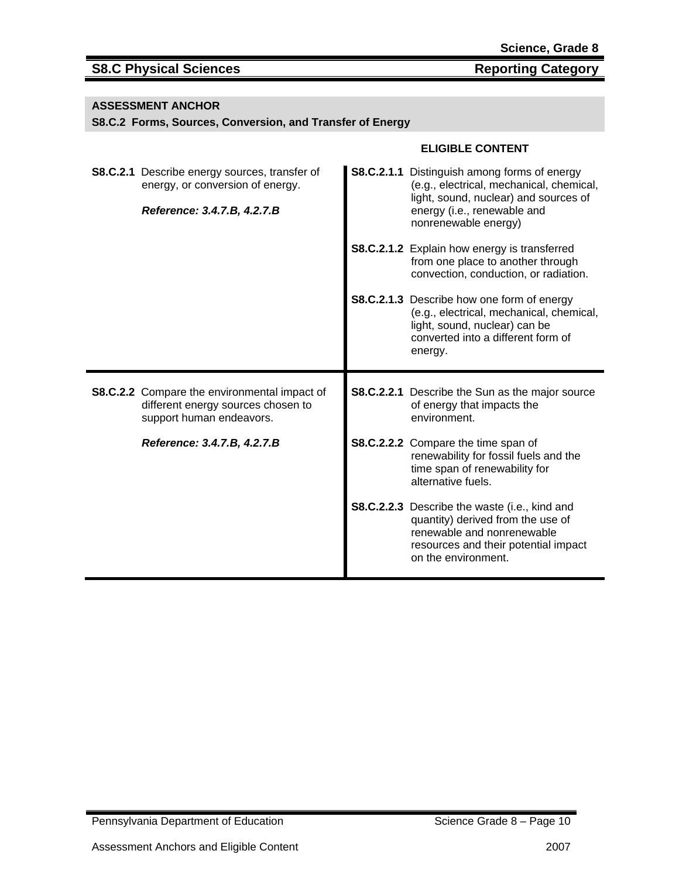## S8.C Physical Sciences — Reporting Category

### ASSESSMENT ANCHOR

**S8.C.2 Forms, Sources, Conversion, and Transfer of Energy**

| | ELIGIBLE CONTENT |
|---|---|
| **S8.C.2.1** Describe energy sources, transfer of energy, or conversion of energy.<br><br>***Reference: 3.4.7.B, 4.2.7.B*** | **S8.C.2.1.1** Distinguish among forms of energy (e.g., electrical, mechanical, chemical, light, sound, nuclear) and sources of energy (i.e., renewable and nonrenewable energy)<br><br>**S8.C.2.1.2** Explain how energy is transferred from one place to another through convection, conduction, or radiation.<br><br>**S8.C.2.1.3** Describe how one form of energy (e.g., electrical, mechanical, chemical, light, sound, nuclear) can be converted into a different form of energy. |
| **S8.C.2.2** Compare the environmental impact of different energy sources chosen to support human endeavors.<br><br>***Reference: 3.4.7.B, 4.2.7.B*** | **S8.C.2.2.1** Describe the Sun as the major source of energy that impacts the environment.<br><br>**S8.C.2.2.2** Compare the time span of renewability for fossil fuels and the time span of renewability for alternative fuels.<br><br>**S8.C.2.2.3** Describe the waste (i.e., kind and quantity) derived from the use of renewable and nonrenewable resources and their potential impact on the environment. |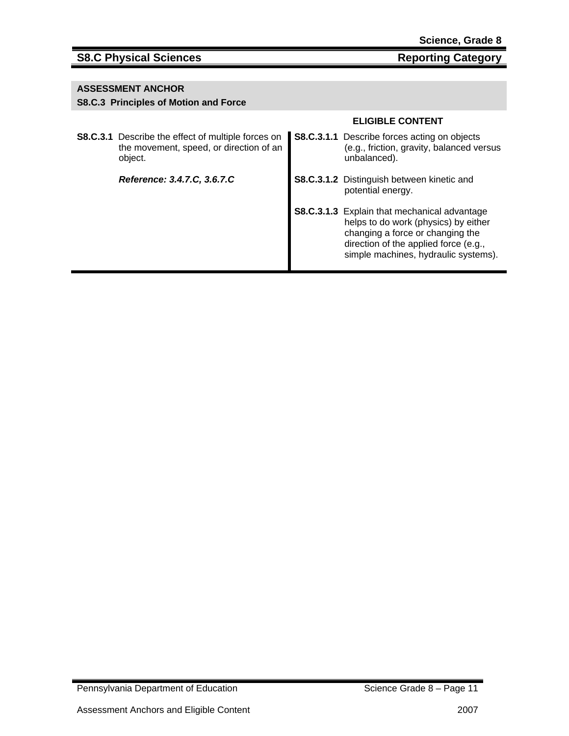## S8.C Physical Sciences — Reporting Category

**ASSESSMENT ANCHOR**
**S8.C.3 Principles of Motion and Force**

| | **ELIGIBLE CONTENT** |
|---|---|
| **S8.C.3.1** Describe the effect of multiple forces on the movement, speed, or direction of an object.<br><br>***Reference: 3.4.7.C, 3.6.7.C*** | **S8.C.3.1.1** Describe forces acting on objects (e.g., friction, gravity, balanced versus unbalanced).<br><br>**S8.C.3.1.2** Distinguish between kinetic and potential energy.<br><br>**S8.C.3.1.3** Explain that mechanical advantage helps to do work (physics) by either changing a force or changing the direction of the applied force (e.g., simple machines, hydraulic systems). |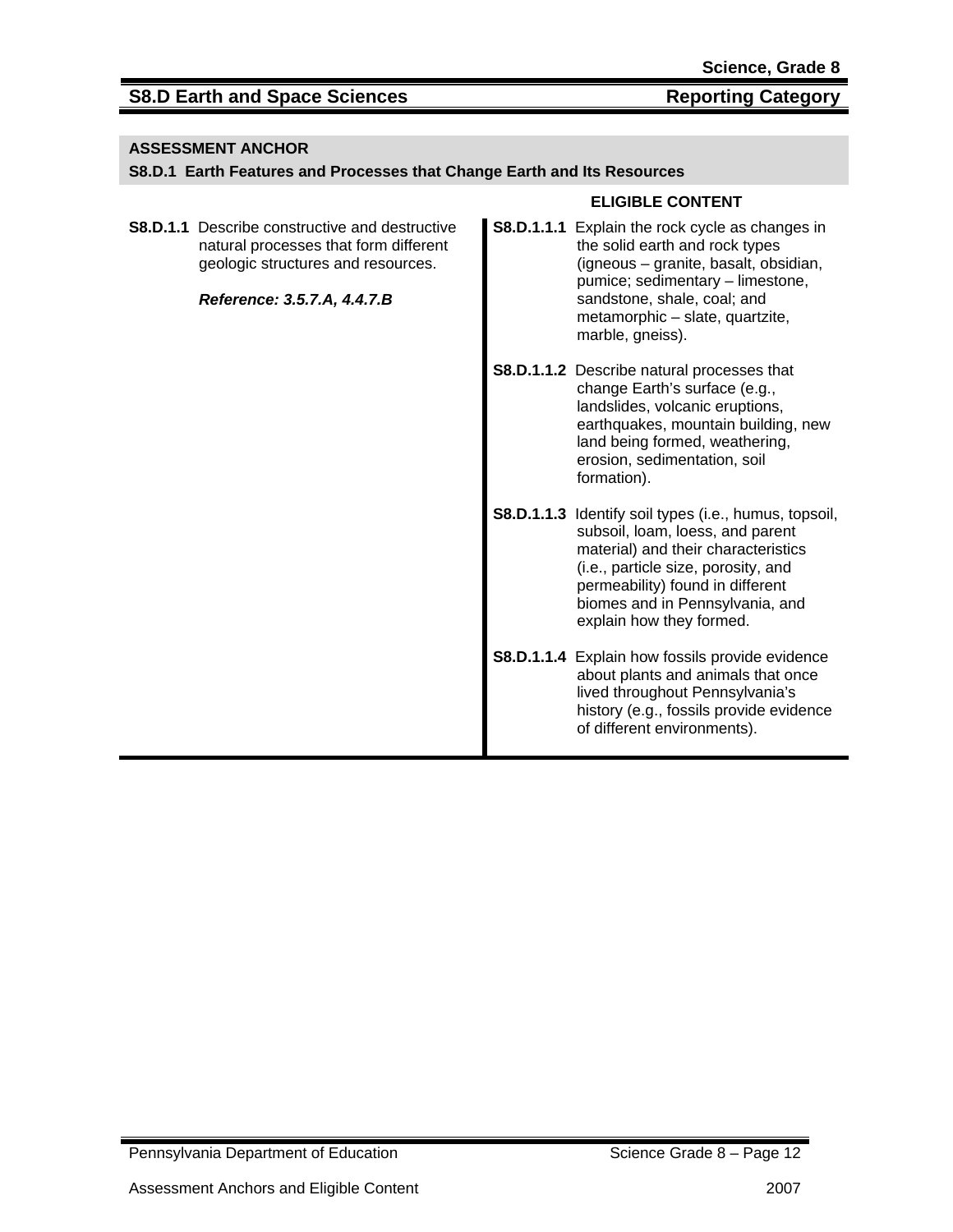## S8.D Earth and Space Sciences — Reporting Category

### ASSESSMENT ANCHOR

**S8.D.1 Earth Features and Processes that Change Earth and Its Resources**

| | ELIGIBLE CONTENT |
|---|---|
| **S8.D.1.1** Describe constructive and destructive natural processes that form different geologic structures and resources.<br><br>***Reference: 3.5.7.A, 4.4.7.B*** | **S8.D.1.1.1** Explain the rock cycle as changes in the solid earth and rock types (igneous – granite, basalt, obsidian, pumice; sedimentary – limestone, sandstone, shale, coal; and metamorphic – slate, quartzite, marble, gneiss). |
| | **S8.D.1.1.2** Describe natural processes that change Earth's surface (e.g., landslides, volcanic eruptions, earthquakes, mountain building, new land being formed, weathering, erosion, sedimentation, soil formation). |
| | **S8.D.1.1.3** Identify soil types (i.e., humus, topsoil, subsoil, loam, loess, and parent material) and their characteristics (i.e., particle size, porosity, and permeability) found in different biomes and in Pennsylvania, and explain how they formed. |
| | **S8.D.1.1.4** Explain how fossils provide evidence about plants and animals that once lived throughout Pennsylvania's history (e.g., fossils provide evidence of different environments). |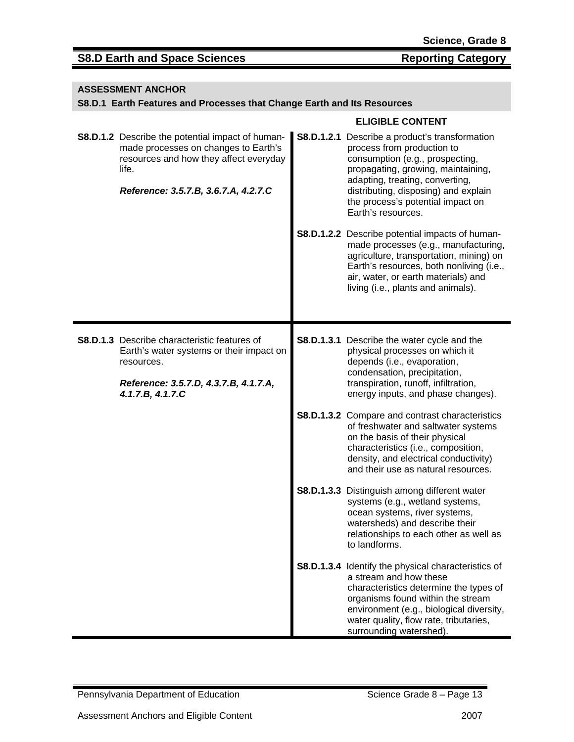## S8.D Earth and Space Sciences — Reporting Category

### ASSESSMENT ANCHOR

**S8.D.1 Earth Features and Processes that Change Earth and Its Resources**

| | ELIGIBLE CONTENT |
|---|---|
| **S8.D.1.2** Describe the potential impact of human-made processes on changes to Earth's resources and how they affect everyday life.<br><br>***Reference: 3.5.7.B, 3.6.7.A, 4.2.7.C*** | **S8.D.1.2.1** Describe a product's transformation process from production to consumption (e.g., prospecting, propagating, growing, maintaining, adapting, treating, converting, distributing, disposing) and explain the process's potential impact on Earth's resources.<br><br>**S8.D.1.2.2** Describe potential impacts of human-made processes (e.g., manufacturing, agriculture, transportation, mining) on Earth's resources, both nonliving (i.e., air, water, or earth materials) and living (i.e., plants and animals). |
| **S8.D.1.3** Describe characteristic features of Earth's water systems or their impact on resources.<br><br>***Reference: 3.5.7.D, 4.3.7.B, 4.1.7.A, 4.1.7.B, 4.1.7.C*** | **S8.D.1.3.1** Describe the water cycle and the physical processes on which it depends (i.e., evaporation, condensation, precipitation, transpiration, runoff, infiltration, energy inputs, and phase changes).<br><br>**S8.D.1.3.2** Compare and contrast characteristics of freshwater and saltwater systems on the basis of their physical characteristics (i.e., composition, density, and electrical conductivity) and their use as natural resources.<br><br>**S8.D.1.3.3** Distinguish among different water systems (e.g., wetland systems, ocean systems, river systems, watersheds) and describe their relationships to each other as well as to landforms.<br><br>**S8.D.1.3.4** Identify the physical characteristics of a stream and how these characteristics determine the types of organisms found within the stream environment (e.g., biological diversity, water quality, flow rate, tributaries, surrounding watershed). |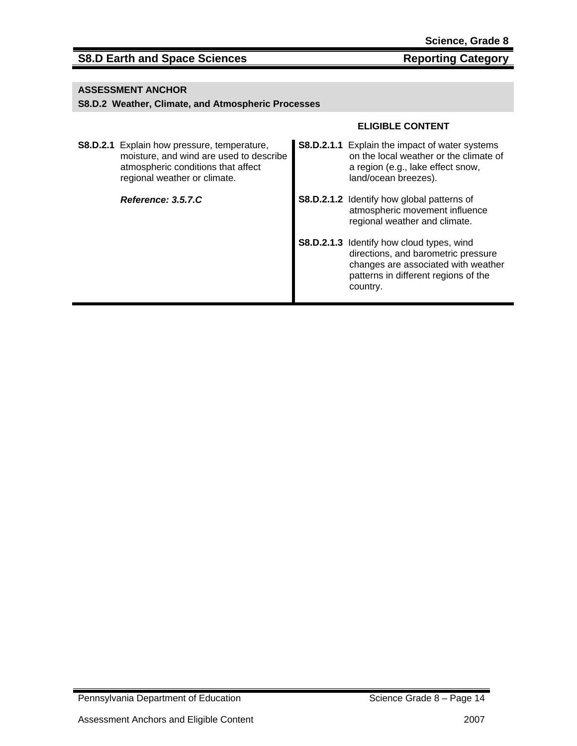## S8.D Earth and Space Sciences — Reporting Category

### ASSESSMENT ANCHOR
**S8.D.2 Weather, Climate, and Atmospheric Processes**

| | ELIGIBLE CONTENT |
|---|---|
| **S8.D.2.1** Explain how pressure, temperature, moisture, and wind are used to describe atmospheric conditions that affect regional weather or climate.<br><br>***Reference: 3.5.7.C*** | **S8.D.2.1.1** Explain the impact of water systems on the local weather or the climate of a region (e.g., lake effect snow, land/ocean breezes).<br><br>**S8.D.2.1.2** Identify how global patterns of atmospheric movement influence regional weather and climate.<br><br>**S8.D.2.1.3** Identify how cloud types, wind directions, and barometric pressure changes are associated with weather patterns in different regions of the country. |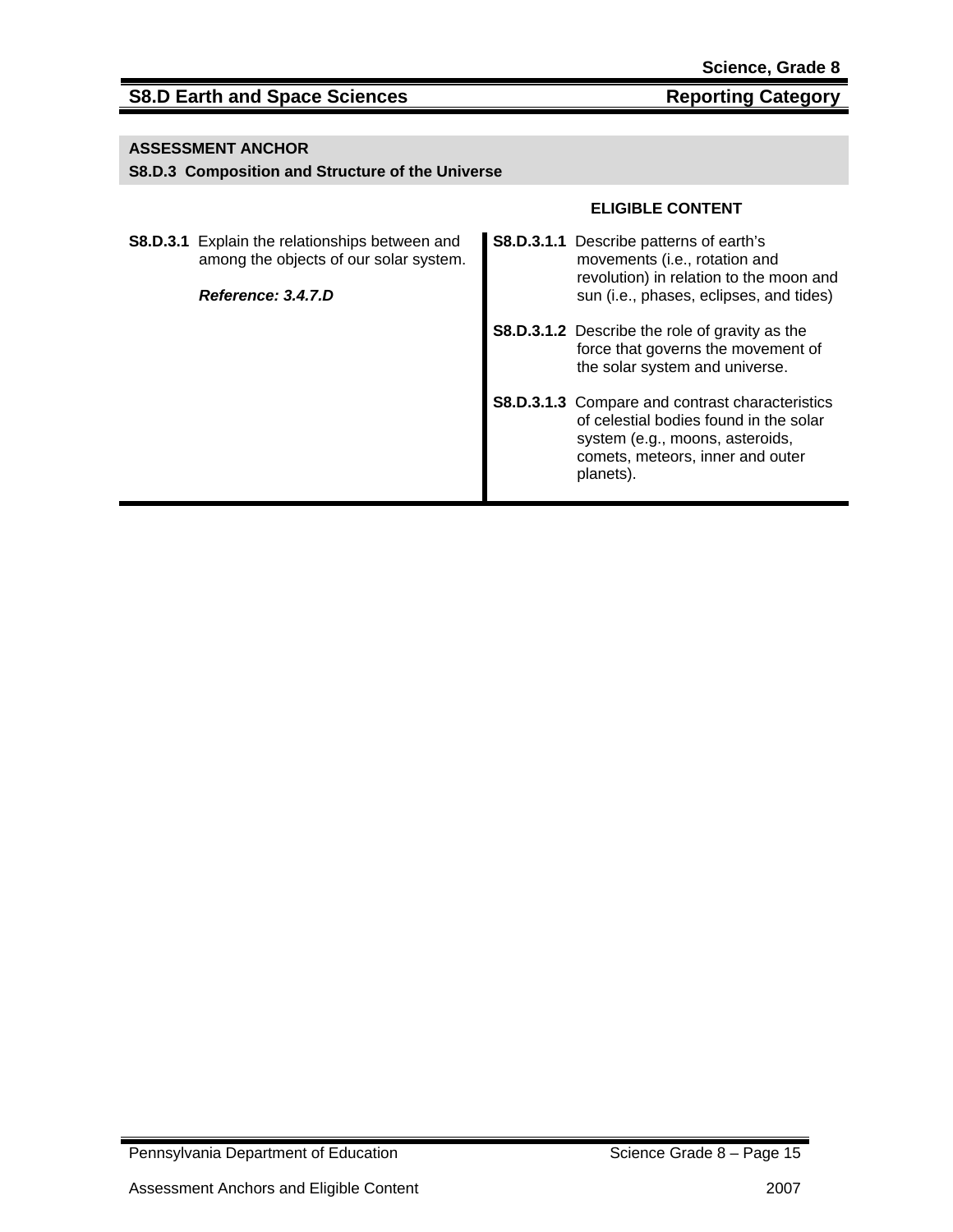## S8.D Earth and Space Sciences — Reporting Category

### ASSESSMENT ANCHOR
**S8.D.3 Composition and Structure of the Universe**

| | ELIGIBLE CONTENT |
|---|---|
| **S8.D.3.1** Explain the relationships between and among the objects of our solar system. <br><br> ***Reference: 3.4.7.D*** | **S8.D.3.1.1** Describe patterns of earth's movements (i.e., rotation and revolution) in relation to the moon and sun (i.e., phases, eclipses, and tides) <br><br> **S8.D.3.1.2** Describe the role of gravity as the force that governs the movement of the solar system and universe. <br><br> **S8.D.3.1.3** Compare and contrast characteristics of celestial bodies found in the solar system (e.g., moons, asteroids, comets, meteors, inner and outer planets). |